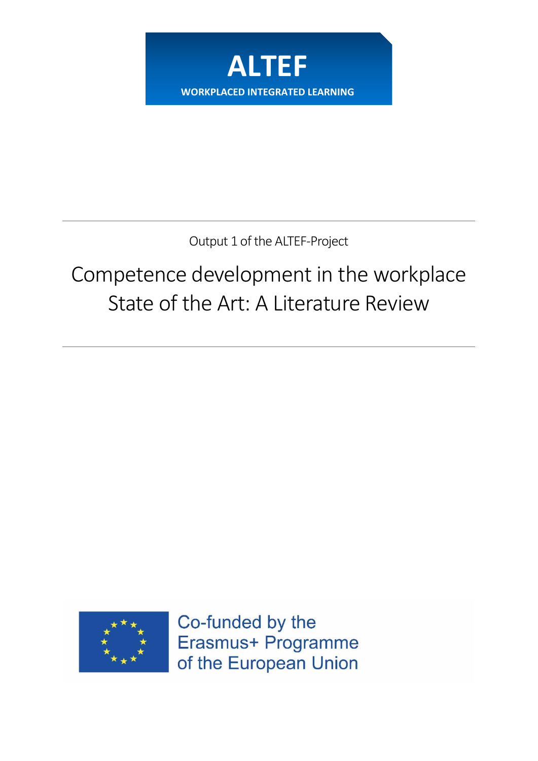**ALTEF**

**WORKPLACED INTEGRATED LEARNING**

---

Output 1 of the ALTEF-Project

# Competence development in the workplace State of the Art: A Literature Review

---

Co-funded by the Erasmus+ Programme of the European Union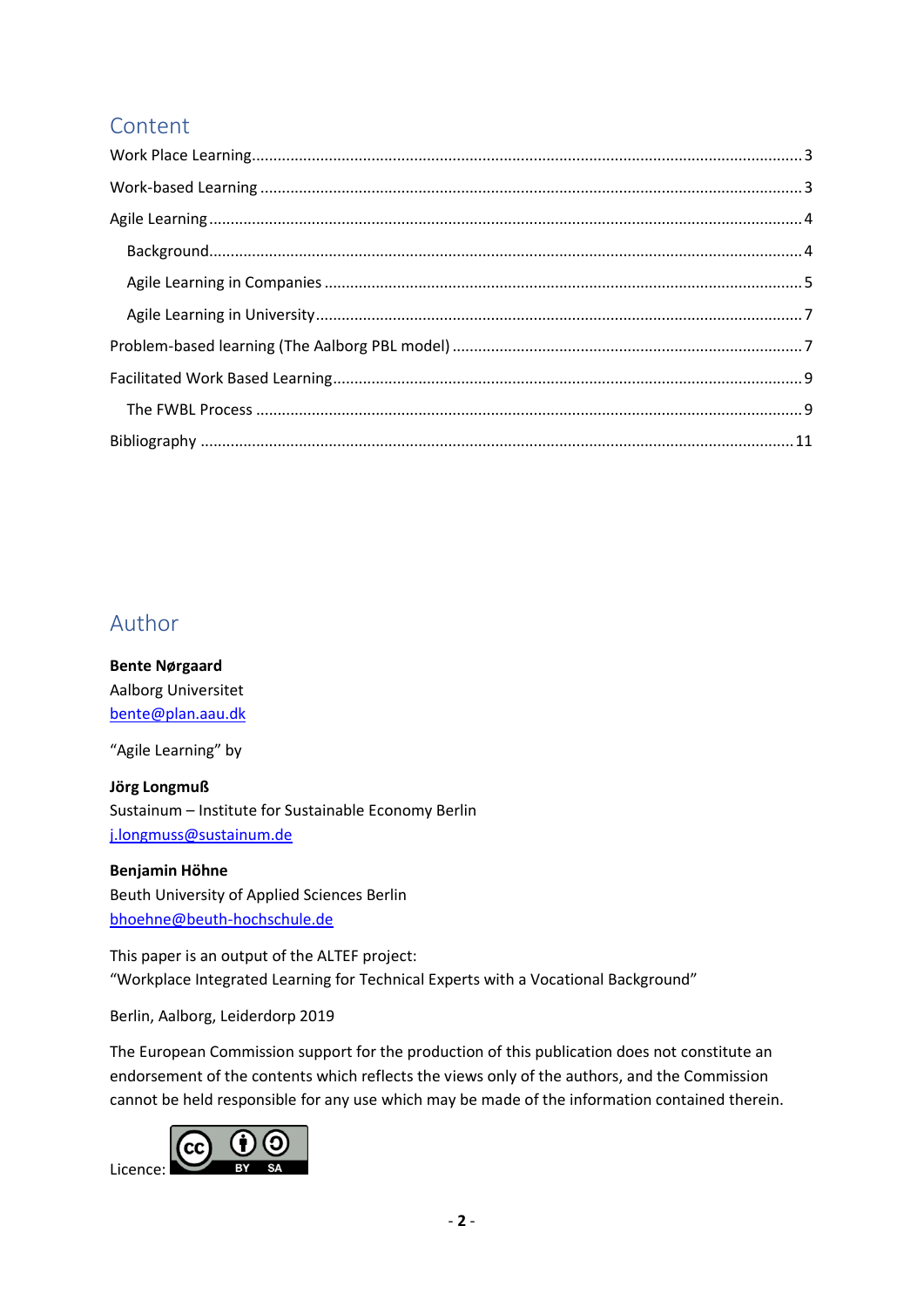## Content

Work Place Learning ........ 3

Work-based Learning ........ 3

Agile Learning ........ 4

- Background ........ 4
- Agile Learning in Companies ........ 5
- Agile Learning in University ........ 7

Problem-based learning (The Aalborg PBL model) ........ 7

Facilitated Work Based Learning ........ 9

- The FWBL Process ........ 9

Bibliography ........ 11

## Author

**Bente Nørgaard**
Aalborg Universitet
bente@plan.aau.dk

"Agile Learning" by

**Jörg Longmuß**
Sustainum – Institute for Sustainable Economy Berlin
j.longmuss@sustainum.de

**Benjamin Höhne**
Beuth University of Applied Sciences Berlin
bhoehne@beuth-hochschule.de

This paper is an output of the ALTEF project:
"Workplace Integrated Learning for Technical Experts with a Vocational Background"

Berlin, Aalborg, Leiderdorp 2019

The European Commission support for the production of this publication does not constitute an endorsement of the contents which reflects the views only of the authors, and the Commission cannot be held responsible for any use which may be made of the information contained therein.

Licence: CC BY SA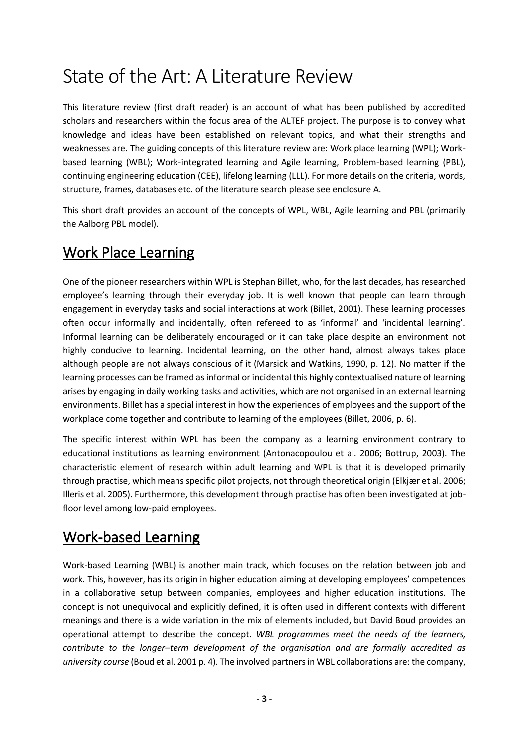# State of the Art: A Literature Review

This literature review (first draft reader) is an account of what has been published by accredited scholars and researchers within the focus area of the ALTEF project. The purpose is to convey what knowledge and ideas have been established on relevant topics, and what their strengths and weaknesses are. The guiding concepts of this literature review are: Work place learning (WPL); Work-based learning (WBL); Work-integrated learning and Agile learning, Problem-based learning (PBL), continuing engineering education (CEE), lifelong learning (LLL). For more details on the criteria, words, structure, frames, databases etc. of the literature search please see enclosure A.

This short draft provides an account of the concepts of WPL, WBL, Agile learning and PBL (primarily the Aalborg PBL model).

## Work Place Learning

One of the pioneer researchers within WPL is Stephan Billet, who, for the last decades, has researched employee's learning through their everyday job. It is well known that people can learn through engagement in everyday tasks and social interactions at work (Billet, 2001). These learning processes often occur informally and incidentally, often refereed to as 'informal' and 'incidental learning'. Informal learning can be deliberately encouraged or it can take place despite an environment not highly conducive to learning. Incidental learning, on the other hand, almost always takes place although people are not always conscious of it (Marsick and Watkins, 1990, p. 12). No matter if the learning processes can be framed as informal or incidental this highly contextualised nature of learning arises by engaging in daily working tasks and activities, which are not organised in an external learning environments. Billet has a special interest in how the experiences of employees and the support of the workplace come together and contribute to learning of the employees (Billet, 2006, p. 6).

The specific interest within WPL has been the company as a learning environment contrary to educational institutions as learning environment (Antonacopoulou et al. 2006; Bottrup, 2003). The characteristic element of research within adult learning and WPL is that it is developed primarily through practise, which means specific pilot projects, not through theoretical origin (Elkjær et al. 2006; Illeris et al. 2005). Furthermore, this development through practise has often been investigated at job-floor level among low-paid employees.

## Work-based Learning

Work-based Learning (WBL) is another main track, which focuses on the relation between job and work. This, however, has its origin in higher education aiming at developing employees' competences in a collaborative setup between companies, employees and higher education institutions. The concept is not unequivocal and explicitly defined, it is often used in different contexts with different meanings and there is a wide variation in the mix of elements included, but David Boud provides an operational attempt to describe the concept. *WBL programmes meet the needs of the learners, contribute to the longer–term development of the organisation and are formally accredited as university course* (Boud et al. 2001 p. 4). The involved partners in WBL collaborations are: the company,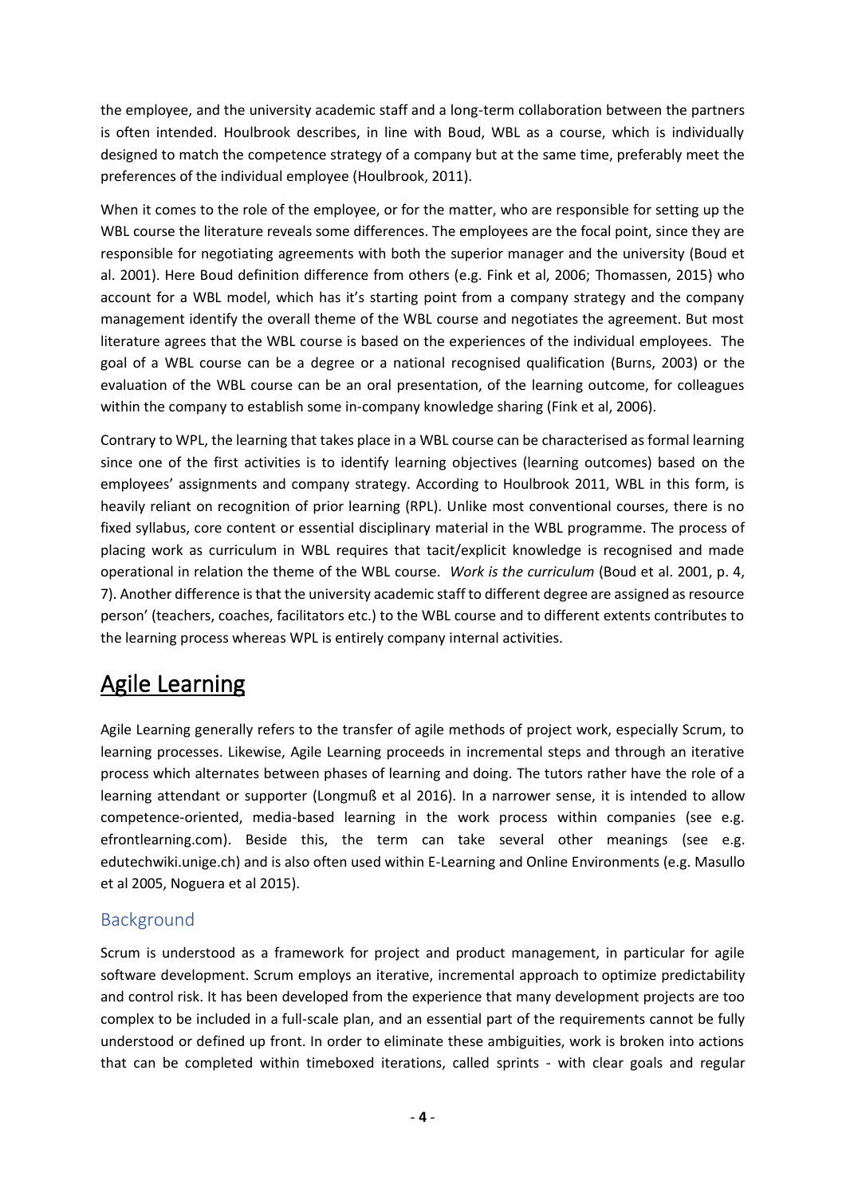the employee, and the university academic staff and a long-term collaboration between the partners is often intended. Houlbrook describes, in line with Boud, WBL as a course, which is individually designed to match the competence strategy of a company but at the same time, preferably meet the preferences of the individual employee (Houlbrook, 2011).

When it comes to the role of the employee, or for the matter, who are responsible for setting up the WBL course the literature reveals some differences. The employees are the focal point, since they are responsible for negotiating agreements with both the superior manager and the university (Boud et al. 2001). Here Boud definition difference from others (e.g. Fink et al, 2006; Thomassen, 2015) who account for a WBL model, which has it's starting point from a company strategy and the company management identify the overall theme of the WBL course and negotiates the agreement. But most literature agrees that the WBL course is based on the experiences of the individual employees. The goal of a WBL course can be a degree or a national recognised qualification (Burns, 2003) or the evaluation of the WBL course can be an oral presentation, of the learning outcome, for colleagues within the company to establish some in-company knowledge sharing (Fink et al, 2006).

Contrary to WPL, the learning that takes place in a WBL course can be characterised as formal learning since one of the first activities is to identify learning objectives (learning outcomes) based on the employees' assignments and company strategy. According to Houlbrook 2011, WBL in this form, is heavily reliant on recognition of prior learning (RPL). Unlike most conventional courses, there is no fixed syllabus, core content or essential disciplinary material in the WBL programme. The process of placing work as curriculum in WBL requires that tacit/explicit knowledge is recognised and made operational in relation the theme of the WBL course. *Work is the curriculum* (Boud et al. 2001, p. 4, 7). Another difference is that the university academic staff to different degree are assigned as resource person' (teachers, coaches, facilitators etc.) to the WBL course and to different extents contributes to the learning process whereas WPL is entirely company internal activities.

# Agile Learning

Agile Learning generally refers to the transfer of agile methods of project work, especially Scrum, to learning processes. Likewise, Agile Learning proceeds in incremental steps and through an iterative process which alternates between phases of learning and doing. The tutors rather have the role of a learning attendant or supporter (Longmuß et al 2016). In a narrower sense, it is intended to allow competence-oriented, media-based learning in the work process within companies (see e.g. efrontlearning.com). Beside this, the term can take several other meanings (see e.g. edutechwiki.unige.ch) and is also often used within E-Learning and Online Environments (e.g. Masullo et al 2005, Noguera et al 2015).

## Background

Scrum is understood as a framework for project and product management, in particular for agile software development. Scrum employs an iterative, incremental approach to optimize predictability and control risk. It has been developed from the experience that many development projects are too complex to be included in a full-scale plan, and an essential part of the requirements cannot be fully understood or defined up front. In order to eliminate these ambiguities, work is broken into actions that can be completed within timeboxed iterations, called sprints - with clear goals and regular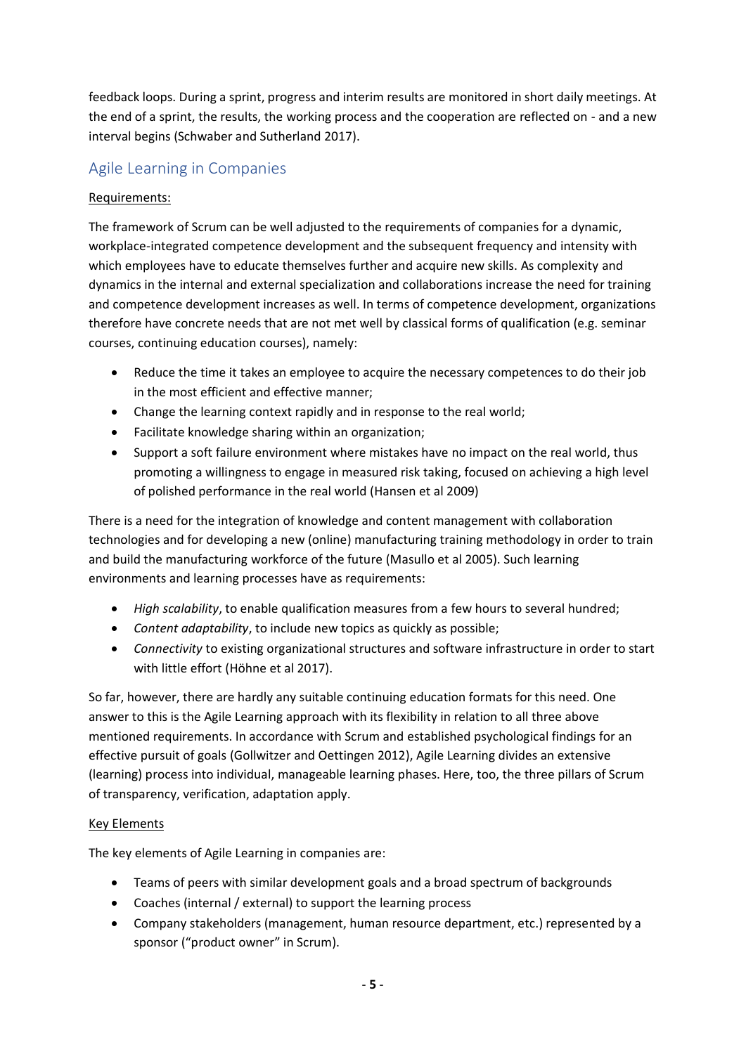feedback loops. During a sprint, progress and interim results are monitored in short daily meetings. At the end of a sprint, the results, the working process and the cooperation are reflected on - and a new interval begins (Schwaber and Sutherland 2017).

## Agile Learning in Companies

Requirements:

The framework of Scrum can be well adjusted to the requirements of companies for a dynamic, workplace-integrated competence development and the subsequent frequency and intensity with which employees have to educate themselves further and acquire new skills. As complexity and dynamics in the internal and external specialization and collaborations increase the need for training and competence development increases as well. In terms of competence development, organizations therefore have concrete needs that are not met well by classical forms of qualification (e.g. seminar courses, continuing education courses), namely:

- Reduce the time it takes an employee to acquire the necessary competences to do their job in the most efficient and effective manner;
- Change the learning context rapidly and in response to the real world;
- Facilitate knowledge sharing within an organization;
- Support a soft failure environment where mistakes have no impact on the real world, thus promoting a willingness to engage in measured risk taking, focused on achieving a high level of polished performance in the real world (Hansen et al 2009)

There is a need for the integration of knowledge and content management with collaboration technologies and for developing a new (online) manufacturing training methodology in order to train and build the manufacturing workforce of the future (Masullo et al 2005). Such learning environments and learning processes have as requirements:

- *High scalability*, to enable qualification measures from a few hours to several hundred;
- *Content adaptability*, to include new topics as quickly as possible;
- *Connectivity* to existing organizational structures and software infrastructure in order to start with little effort (Höhne et al 2017).

So far, however, there are hardly any suitable continuing education formats for this need. One answer to this is the Agile Learning approach with its flexibility in relation to all three above mentioned requirements. In accordance with Scrum and established psychological findings for an effective pursuit of goals (Gollwitzer and Oettingen 2012), Agile Learning divides an extensive (learning) process into individual, manageable learning phases. Here, too, the three pillars of Scrum of transparency, verification, adaptation apply.

Key Elements

The key elements of Agile Learning in companies are:

- Teams of peers with similar development goals and a broad spectrum of backgrounds
- Coaches (internal / external) to support the learning process
- Company stakeholders (management, human resource department, etc.) represented by a sponsor ("product owner" in Scrum).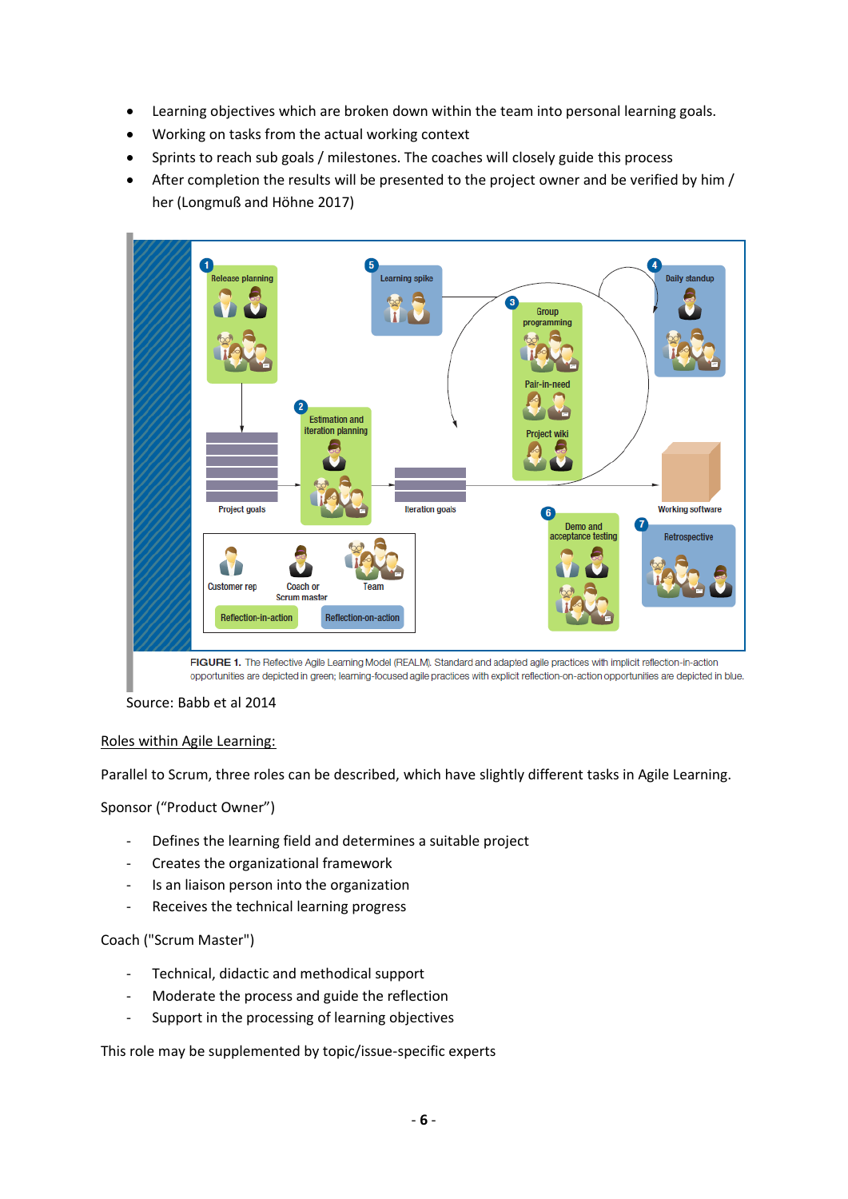- Learning objectives which are broken down within the team into personal learning goals.
- Working on tasks from the actual working context
- Sprints to reach sub goals / milestones. The coaches will closely guide this process
- After completion the results will be presented to the project owner and be verified by him / her (Longmuß and Höhne 2017)

FIGURE 1. The Reflective Agile Learning Model (REALM). Standard and adapted agile practices with implicit reflection-in-action opportunities are depicted in green; learning-focused agile practices with explicit reflection-on-action opportunities are depicted in blue.

Source: Babb et al 2014

Roles within Agile Learning:

Parallel to Scrum, three roles can be described, which have slightly different tasks in Agile Learning.

Sponsor ("Product Owner")

- Defines the learning field and determines a suitable project
- Creates the organizational framework
- Is an liaison person into the organization
- Receives the technical learning progress

Coach ("Scrum Master")

- Technical, didactic and methodical support
- Moderate the process and guide the reflection
- Support in the processing of learning objectives

This role may be supplemented by topic/issue-specific experts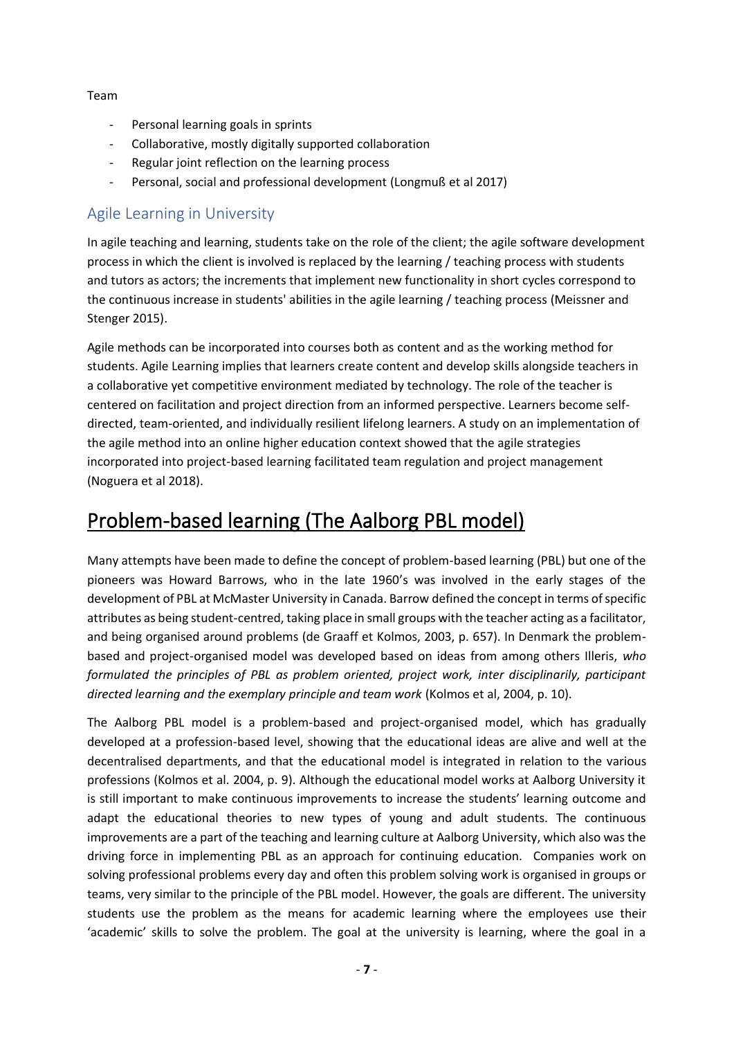Team

- Personal learning goals in sprints
- Collaborative, mostly digitally supported collaboration
- Regular joint reflection on the learning process
- Personal, social and professional development (Longmuß et al 2017)

### Agile Learning in University

In agile teaching and learning, students take on the role of the client; the agile software development process in which the client is involved is replaced by the learning / teaching process with students and tutors as actors; the increments that implement new functionality in short cycles correspond to the continuous increase in students' abilities in the agile learning / teaching process (Meissner and Stenger 2015).

Agile methods can be incorporated into courses both as content and as the working method for students. Agile Learning implies that learners create content and develop skills alongside teachers in a collaborative yet competitive environment mediated by technology. The role of the teacher is centered on facilitation and project direction from an informed perspective. Learners become self-directed, team-oriented, and individually resilient lifelong learners. A study on an implementation of the agile method into an online higher education context showed that the agile strategies incorporated into project-based learning facilitated team regulation and project management (Noguera et al 2018).

## Problem-based learning (The Aalborg PBL model)

Many attempts have been made to define the concept of problem-based learning (PBL) but one of the pioneers was Howard Barrows, who in the late 1960's was involved in the early stages of the development of PBL at McMaster University in Canada. Barrow defined the concept in terms of specific attributes as being student-centred, taking place in small groups with the teacher acting as a facilitator, and being organised around problems (de Graaff et Kolmos, 2003, p. 657). In Denmark the problem-based and project-organised model was developed based on ideas from among others Illeris, *who formulated the principles of PBL as problem oriented, project work, inter disciplinarily, participant directed learning and the exemplary principle and team work* (Kolmos et al, 2004, p. 10).

The Aalborg PBL model is a problem-based and project-organised model, which has gradually developed at a profession-based level, showing that the educational ideas are alive and well at the decentralised departments, and that the educational model is integrated in relation to the various professions (Kolmos et al. 2004, p. 9). Although the educational model works at Aalborg University it is still important to make continuous improvements to increase the students' learning outcome and adapt the educational theories to new types of young and adult students. The continuous improvements are a part of the teaching and learning culture at Aalborg University, which also was the driving force in implementing PBL as an approach for continuing education. Companies work on solving professional problems every day and often this problem solving work is organised in groups or teams, very similar to the principle of the PBL model. However, the goals are different. The university students use the problem as the means for academic learning where the employees use their 'academic' skills to solve the problem. The goal at the university is learning, where the goal in a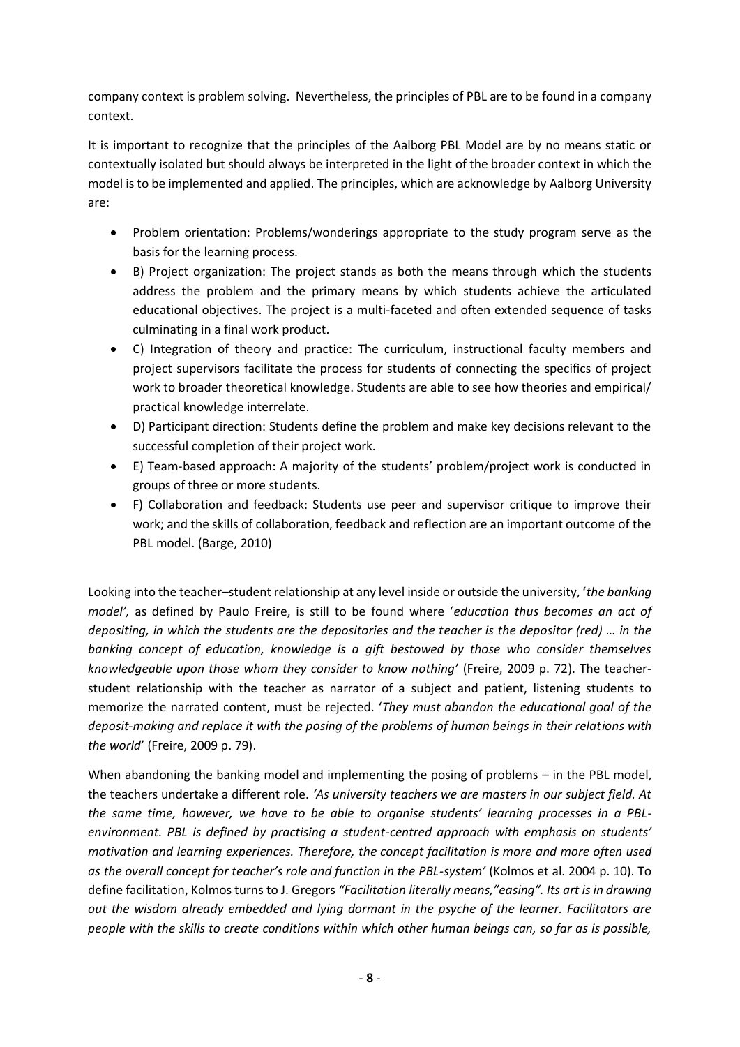company context is problem solving. Nevertheless, the principles of PBL are to be found in a company context.

It is important to recognize that the principles of the Aalborg PBL Model are by no means static or contextually isolated but should always be interpreted in the light of the broader context in which the model is to be implemented and applied. The principles, which are acknowledge by Aalborg University are:

- Problem orientation: Problems/wonderings appropriate to the study program serve as the basis for the learning process.
- B) Project organization: The project stands as both the means through which the students address the problem and the primary means by which students achieve the articulated educational objectives. The project is a multi-faceted and often extended sequence of tasks culminating in a final work product.
- C) Integration of theory and practice: The curriculum, instructional faculty members and project supervisors facilitate the process for students of connecting the specifics of project work to broader theoretical knowledge. Students are able to see how theories and empirical/ practical knowledge interrelate.
- D) Participant direction: Students define the problem and make key decisions relevant to the successful completion of their project work.
- E) Team-based approach: A majority of the students' problem/project work is conducted in groups of three or more students.
- F) Collaboration and feedback: Students use peer and supervisor critique to improve their work; and the skills of collaboration, feedback and reflection are an important outcome of the PBL model. (Barge, 2010)

Looking into the teacher–student relationship at any level inside or outside the university, '*the banking model',* as defined by Paulo Freire, is still to be found where '*education thus becomes an act of depositing, in which the students are the depositories and the teacher is the depositor (red) … in the banking concept of education, knowledge is a gift bestowed by those who consider themselves knowledgeable upon those whom they consider to know nothing'* (Freire, 2009 p. 72). The teacher-student relationship with the teacher as narrator of a subject and patient, listening students to memorize the narrated content, must be rejected. '*They must abandon the educational goal of the deposit-making and replace it with the posing of the problems of human beings in their relations with the world*' (Freire, 2009 p. 79).

When abandoning the banking model and implementing the posing of problems – in the PBL model, the teachers undertake a different role. *'As university teachers we are masters in our subject field. At the same time, however, we have to be able to organise students' learning processes in a PBL-environment. PBL is defined by practising a student-centred approach with emphasis on students' motivation and learning experiences. Therefore, the concept facilitation is more and more often used as the overall concept for teacher's role and function in the PBL-system'* (Kolmos et al. 2004 p. 10). To define facilitation, Kolmos turns to J. Gregors *"Facilitation literally means,"easing". Its art is in drawing out the wisdom already embedded and lying dormant in the psyche of the learner. Facilitators are people with the skills to create conditions within which other human beings can, so far as is possible,*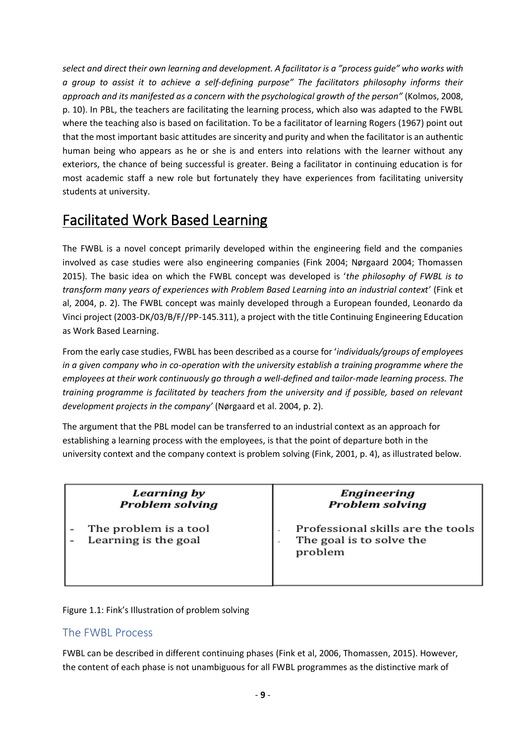*select and direct their own learning and development. A facilitator is a "process guide" who works with a group to assist it to achieve a self-defining purpose" The facilitators philosophy informs their approach and its manifested as a concern with the psychological growth of the person"* (Kolmos, 2008, p. 10). In PBL, the teachers are facilitating the learning process, which also was adapted to the FWBL where the teaching also is based on facilitation. To be a facilitator of learning Rogers (1967) point out that the most important basic attitudes are sincerity and purity and when the facilitator is an authentic human being who appears as he or she is and enters into relations with the learner without any exteriors, the chance of being successful is greater. Being a facilitator in continuing education is for most academic staff a new role but fortunately they have experiences from facilitating university students at university.

# Facilitated Work Based Learning

The FWBL is a novel concept primarily developed within the engineering field and the companies involved as case studies were also engineering companies (Fink 2004; Nørgaard 2004; Thomassen 2015). The basic idea on which the FWBL concept was developed is '*the philosophy of FWBL is to transform many years of experiences with Problem Based Learning into an industrial context*' (Fink et al, 2004, p. 2). The FWBL concept was mainly developed through a European founded, Leonardo da Vinci project (2003-DK/03/B/F//PP-145.311), a project with the title Continuing Engineering Education as Work Based Learning.

From the early case studies, FWBL has been described as a course for '*individuals/groups of employees in a given company who in co-operation with the university establish a training programme where the employees at their work continuously go through a well-defined and tailor-made learning process. The training programme is facilitated by teachers from the university and if possible, based on relevant development projects in the company*' (Nørgaard et al. 2004, p. 2).

The argument that the PBL model can be transferred to an industrial context as an approach for establishing a learning process with the employees, is that the point of departure both in the university context and the company context is problem solving (Fink, 2001, p. 4), as illustrated below.

| ***Learning by Problem solving*** | ***Engineering Problem solving*** |
|---|---|
| - The problem is a tool<br>- Learning is the goal | - Professional skills are the tools<br>- The goal is to solve the problem |

Figure 1.1: Fink's Illustration of problem solving

## The FWBL Process

FWBL can be described in different continuing phases (Fink et al, 2006, Thomassen, 2015). However, the content of each phase is not unambiguous for all FWBL programmes as the distinctive mark of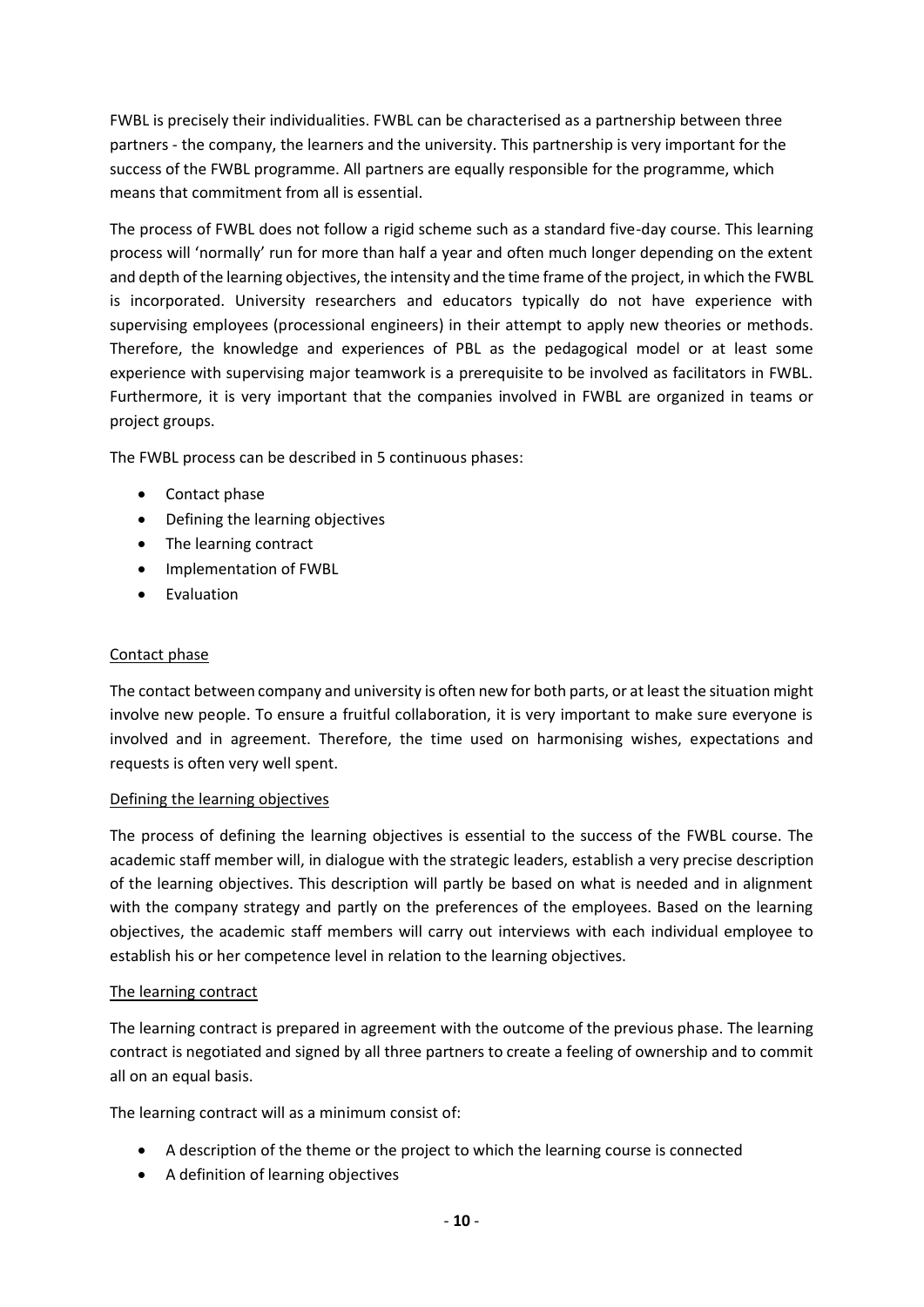FWBL is precisely their individualities. FWBL can be characterised as a partnership between three partners - the company, the learners and the university. This partnership is very important for the success of the FWBL programme. All partners are equally responsible for the programme, which means that commitment from all is essential.

The process of FWBL does not follow a rigid scheme such as a standard five-day course. This learning process will 'normally' run for more than half a year and often much longer depending on the extent and depth of the learning objectives, the intensity and the time frame of the project, in which the FWBL is incorporated. University researchers and educators typically do not have experience with supervising employees (processional engineers) in their attempt to apply new theories or methods. Therefore, the knowledge and experiences of PBL as the pedagogical model or at least some experience with supervising major teamwork is a prerequisite to be involved as facilitators in FWBL. Furthermore, it is very important that the companies involved in FWBL are organized in teams or project groups.

The FWBL process can be described in 5 continuous phases:

- Contact phase
- Defining the learning objectives
- The learning contract
- Implementation of FWBL
- Evaluation

## Contact phase

The contact between company and university is often new for both parts, or at least the situation might involve new people. To ensure a fruitful collaboration, it is very important to make sure everyone is involved and in agreement. Therefore, the time used on harmonising wishes, expectations and requests is often very well spent.

## Defining the learning objectives

The process of defining the learning objectives is essential to the success of the FWBL course. The academic staff member will, in dialogue with the strategic leaders, establish a very precise description of the learning objectives. This description will partly be based on what is needed and in alignment with the company strategy and partly on the preferences of the employees. Based on the learning objectives, the academic staff members will carry out interviews with each individual employee to establish his or her competence level in relation to the learning objectives.

## The learning contract

The learning contract is prepared in agreement with the outcome of the previous phase. The learning contract is negotiated and signed by all three partners to create a feeling of ownership and to commit all on an equal basis.

The learning contract will as a minimum consist of:

- A description of the theme or the project to which the learning course is connected
- A definition of learning objectives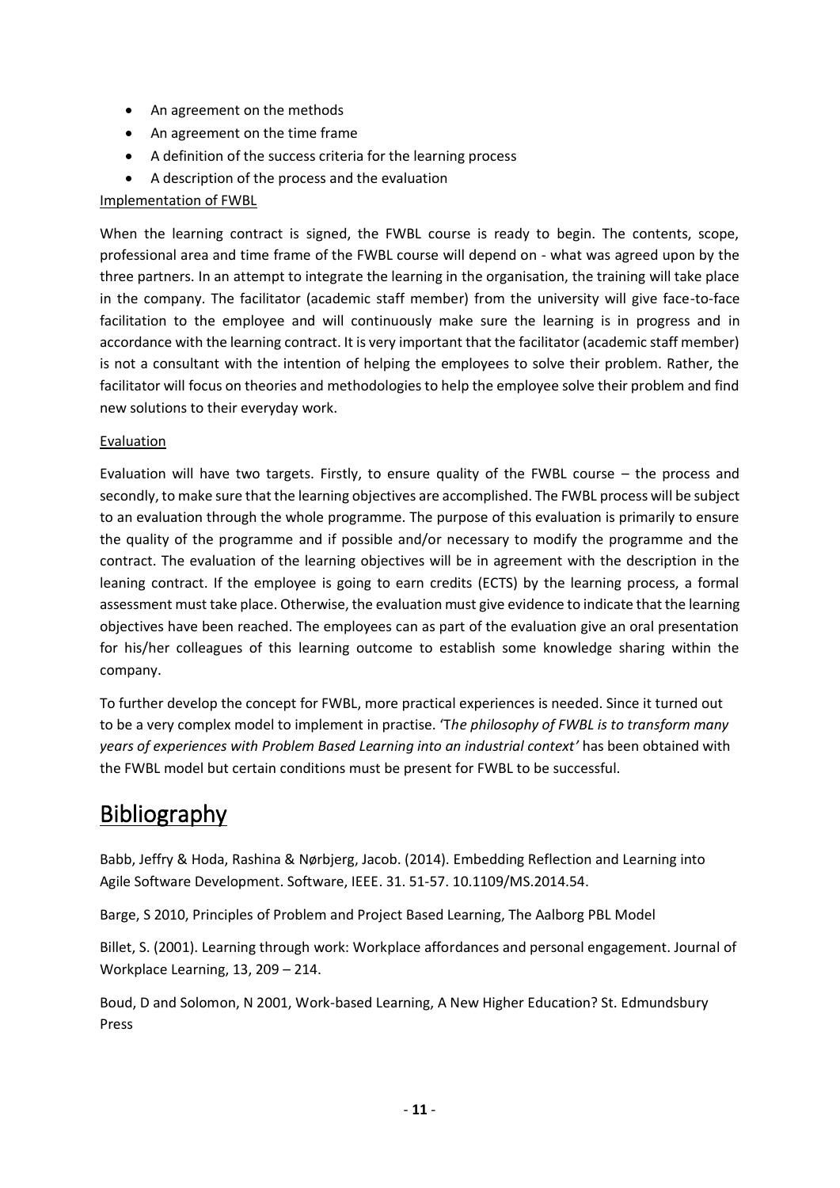- An agreement on the methods
- An agreement on the time frame
- A definition of the success criteria for the learning process
- A description of the process and the evaluation

Implementation of FWBL

When the learning contract is signed, the FWBL course is ready to begin. The contents, scope, professional area and time frame of the FWBL course will depend on - what was agreed upon by the three partners. In an attempt to integrate the learning in the organisation, the training will take place in the company. The facilitator (academic staff member) from the university will give face-to-face facilitation to the employee and will continuously make sure the learning is in progress and in accordance with the learning contract. It is very important that the facilitator (academic staff member) is not a consultant with the intention of helping the employees to solve their problem. Rather, the facilitator will focus on theories and methodologies to help the employee solve their problem and find new solutions to their everyday work.

Evaluation

Evaluation will have two targets. Firstly, to ensure quality of the FWBL course – the process and secondly, to make sure that the learning objectives are accomplished. The FWBL process will be subject to an evaluation through the whole programme. The purpose of this evaluation is primarily to ensure the quality of the programme and if possible and/or necessary to modify the programme and the contract. The evaluation of the learning objectives will be in agreement with the description in the leaning contract. If the employee is going to earn credits (ECTS) by the learning process, a formal assessment must take place. Otherwise, the evaluation must give evidence to indicate that the learning objectives have been reached. The employees can as part of the evaluation give an oral presentation for his/her colleagues of this learning outcome to establish some knowledge sharing within the company.

To further develop the concept for FWBL, more practical experiences is needed. Since it turned out to be a very complex model to implement in practise. *'The philosophy of FWBL is to transform many years of experiences with Problem Based Learning into an industrial context'* has been obtained with the FWBL model but certain conditions must be present for FWBL to be successful.

# Bibliography

Babb, Jeffry & Hoda, Rashina & Nørbjerg, Jacob. (2014). Embedding Reflection and Learning into Agile Software Development. Software, IEEE. 31. 51-57. 10.1109/MS.2014.54.

Barge, S 2010, Principles of Problem and Project Based Learning, The Aalborg PBL Model

Billet, S. (2001). Learning through work: Workplace affordances and personal engagement. Journal of Workplace Learning, 13, 209 – 214.

Boud, D and Solomon, N 2001, Work-based Learning, A New Higher Education? St. Edmundsbury Press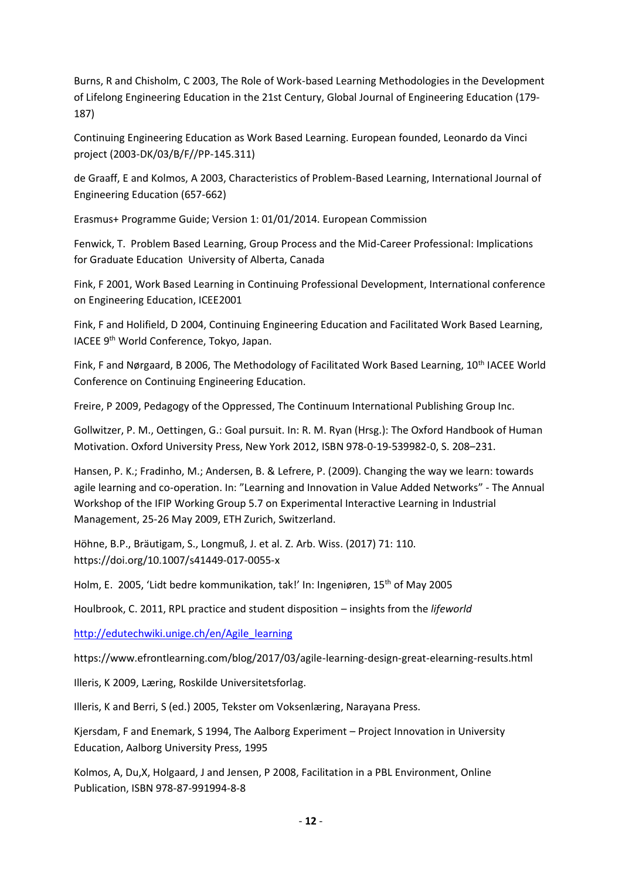Burns, R and Chisholm, C 2003, The Role of Work-based Learning Methodologies in the Development of Lifelong Engineering Education in the 21st Century, Global Journal of Engineering Education (179-187)

Continuing Engineering Education as Work Based Learning. European founded, Leonardo da Vinci project (2003-DK/03/B/F//PP-145.311)

de Graaff, E and Kolmos, A 2003, Characteristics of Problem-Based Learning, International Journal of Engineering Education (657-662)

Erasmus+ Programme Guide; Version 1: 01/01/2014. European Commission

Fenwick, T. Problem Based Learning, Group Process and the Mid-Career Professional: Implications for Graduate Education University of Alberta, Canada

Fink, F 2001, Work Based Learning in Continuing Professional Development, International conference on Engineering Education, ICEE2001

Fink, F and Holifield, D 2004, Continuing Engineering Education and Facilitated Work Based Learning, IACEE 9th World Conference, Tokyo, Japan.

Fink, F and Nørgaard, B 2006, The Methodology of Facilitated Work Based Learning, 10th IACEE World Conference on Continuing Engineering Education.

Freire, P 2009, Pedagogy of the Oppressed, The Continuum International Publishing Group Inc.

Gollwitzer, P. M., Oettingen, G.: Goal pursuit. In: R. M. Ryan (Hrsg.): The Oxford Handbook of Human Motivation. Oxford University Press, New York 2012, ISBN 978-0-19-539982-0, S. 208–231.

Hansen, P. K.; Fradinho, M.; Andersen, B. & Lefrere, P. (2009). Changing the way we learn: towards agile learning and co-operation. In: "Learning and Innovation in Value Added Networks" - The Annual Workshop of the IFIP Working Group 5.7 on Experimental Interactive Learning in Industrial Management, 25-26 May 2009, ETH Zurich, Switzerland.

Höhne, B.P., Bräutigam, S., Longmuß, J. et al. Z. Arb. Wiss. (2017) 71: 110. https://doi.org/10.1007/s41449-017-0055-x

Holm, E. 2005, 'Lidt bedre kommunikation, tak!' In: Ingeniøren, 15th of May 2005

Houlbrook, C. 2011, RPL practice and student disposition – insights from the *lifeworld*

http://edutechwiki.unige.ch/en/Agile_learning

https://www.efrontlearning.com/blog/2017/03/agile-learning-design-great-elearning-results.html

Illeris, K 2009, Læring, Roskilde Universitetsforlag.

Illeris, K and Berri, S (ed.) 2005, Tekster om Voksenlæring, Narayana Press.

Kjersdam, F and Enemark, S 1994, The Aalborg Experiment – Project Innovation in University Education, Aalborg University Press, 1995

Kolmos, A, Du,X, Holgaard, J and Jensen, P 2008, Facilitation in a PBL Environment, Online Publication, ISBN 978-87-991994-8-8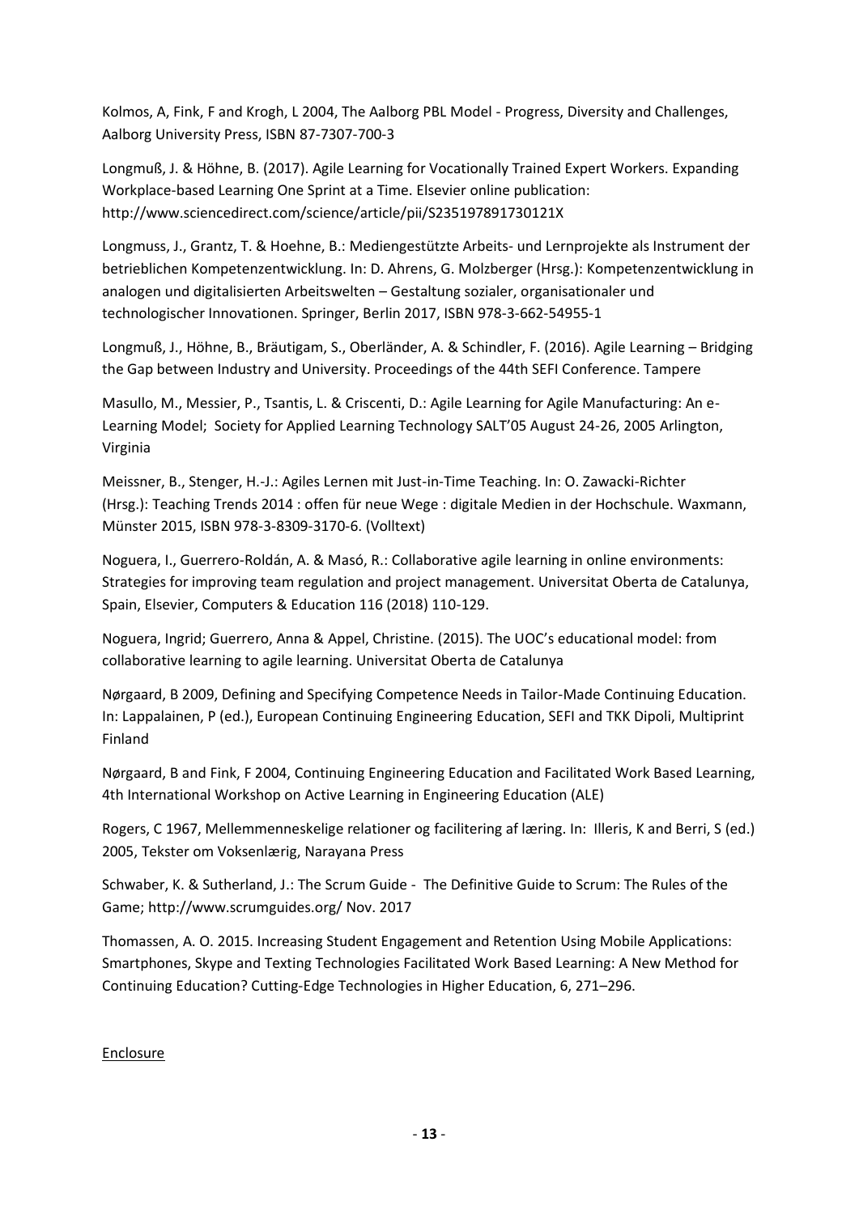Kolmos, A, Fink, F and Krogh, L 2004, The Aalborg PBL Model - Progress, Diversity and Challenges, Aalborg University Press, ISBN 87-7307-700-3

Longmuß, J. & Höhne, B. (2017). Agile Learning for Vocationally Trained Expert Workers. Expanding Workplace-based Learning One Sprint at a Time. Elsevier online publication: http://www.sciencedirect.com/science/article/pii/S235197891730121X

Longmuss, J., Grantz, T. & Hoehne, B.: Mediengestützte Arbeits- und Lernprojekte als Instrument der betrieblichen Kompetenzentwicklung. In: D. Ahrens, G. Molzberger (Hrsg.): Kompetenzentwicklung in analogen und digitalisierten Arbeitswelten – Gestaltung sozialer, organisationaler und technologischer Innovationen. Springer, Berlin 2017, ISBN 978-3-662-54955-1

Longmuß, J., Höhne, B., Bräutigam, S., Oberländer, A. & Schindler, F. (2016). Agile Learning – Bridging the Gap between Industry and University. Proceedings of the 44th SEFI Conference. Tampere

Masullo, M., Messier, P., Tsantis, L. & Criscenti, D.: Agile Learning for Agile Manufacturing: An e-Learning Model; Society for Applied Learning Technology SALT'05 August 24-26, 2005 Arlington, Virginia

Meissner, B., Stenger, H.-J.: Agiles Lernen mit Just-in-Time Teaching. In: O. Zawacki-Richter (Hrsg.): Teaching Trends 2014 : offen für neue Wege : digitale Medien in der Hochschule. Waxmann, Münster 2015, ISBN 978-3-8309-3170-6. (Volltext)

Noguera, I., Guerrero-Roldán, A. & Masó, R.: Collaborative agile learning in online environments: Strategies for improving team regulation and project management. Universitat Oberta de Catalunya, Spain, Elsevier, Computers & Education 116 (2018) 110-129.

Noguera, Ingrid; Guerrero, Anna & Appel, Christine. (2015). The UOC's educational model: from collaborative learning to agile learning. Universitat Oberta de Catalunya

Nørgaard, B 2009, Defining and Specifying Competence Needs in Tailor-Made Continuing Education. In: Lappalainen, P (ed.), European Continuing Engineering Education, SEFI and TKK Dipoli, Multiprint Finland

Nørgaard, B and Fink, F 2004, Continuing Engineering Education and Facilitated Work Based Learning, 4th International Workshop on Active Learning in Engineering Education (ALE)

Rogers, C 1967, Mellemmenneskelige relationer og facilitering af læring. In: Illeris, K and Berri, S (ed.) 2005, Tekster om Voksenlærig, Narayana Press

Schwaber, K. & Sutherland, J.: The Scrum Guide - The Definitive Guide to Scrum: The Rules of the Game; http://www.scrumguides.org/ Nov. 2017

Thomassen, A. O. 2015. Increasing Student Engagement and Retention Using Mobile Applications: Smartphones, Skype and Texting Technologies Facilitated Work Based Learning: A New Method for Continuing Education? Cutting-Edge Technologies in Higher Education, 6, 271–296.

Enclosure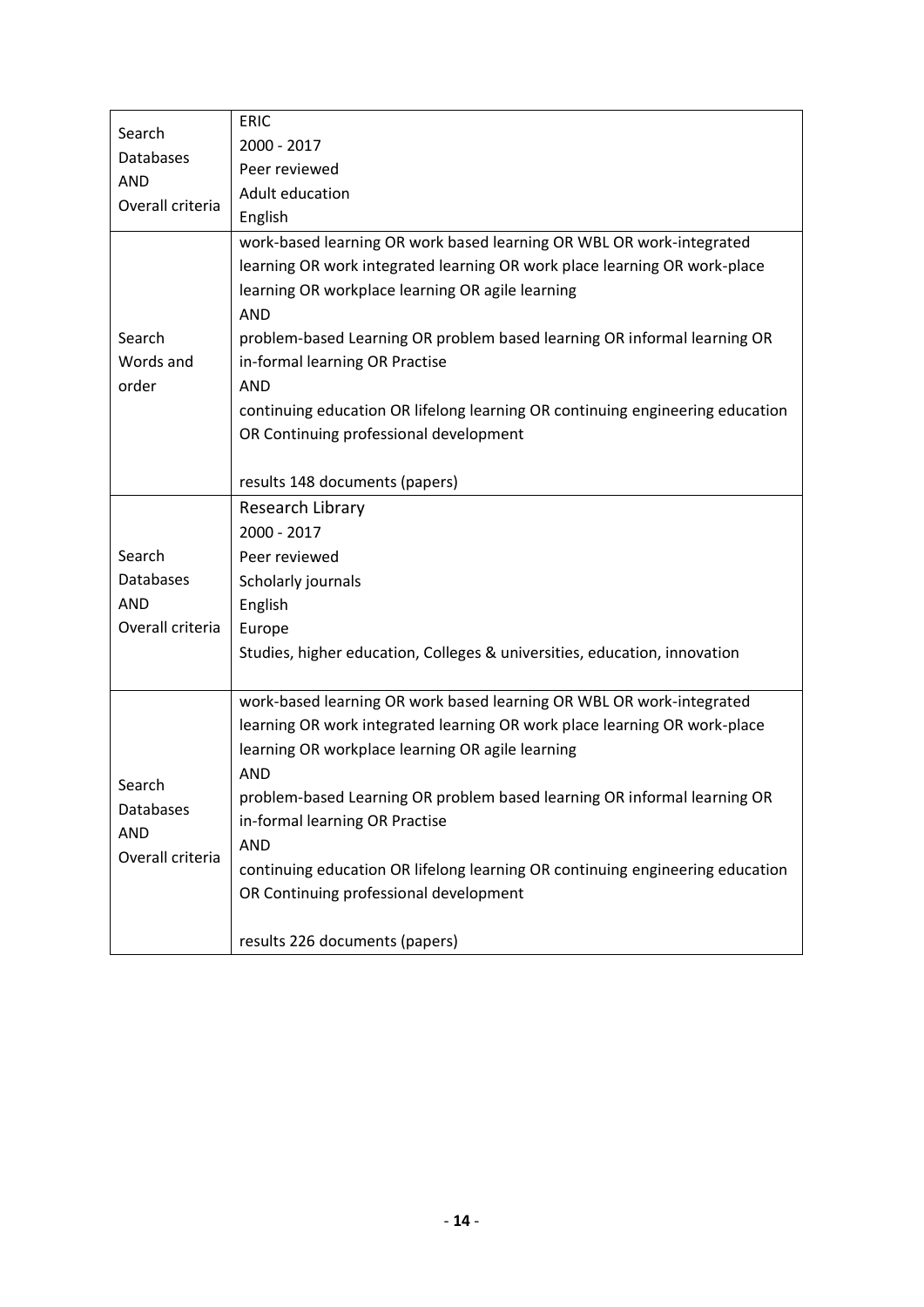| | |
|---|---|
| Search Databases AND Overall criteria | ERIC<br>2000 - 2017<br>Peer reviewed<br>Adult education<br>English |
| Search Words and order | work-based learning OR work based learning OR WBL OR work-integrated learning OR work integrated learning OR work place learning OR work-place learning OR workplace learning OR agile learning<br>AND<br>problem-based Learning OR problem based learning OR informal learning OR in-formal learning OR Practise<br>AND<br>continuing education OR lifelong learning OR continuing engineering education OR Continuing professional development<br><br>results 148 documents (papers) |
| Search Databases AND Overall criteria | Research Library<br>2000 - 2017<br>Peer reviewed<br>Scholarly journals<br>English<br>Europe<br>Studies, higher education, Colleges & universities, education, innovation |
| Search Databases AND Overall criteria | work-based learning OR work based learning OR WBL OR work-integrated learning OR work integrated learning OR work place learning OR work-place learning OR workplace learning OR agile learning<br>AND<br>problem-based Learning OR problem based learning OR informal learning OR in-formal learning OR Practise<br>AND<br>continuing education OR lifelong learning OR continuing engineering education OR Continuing professional development<br><br>results 226 documents (papers) |